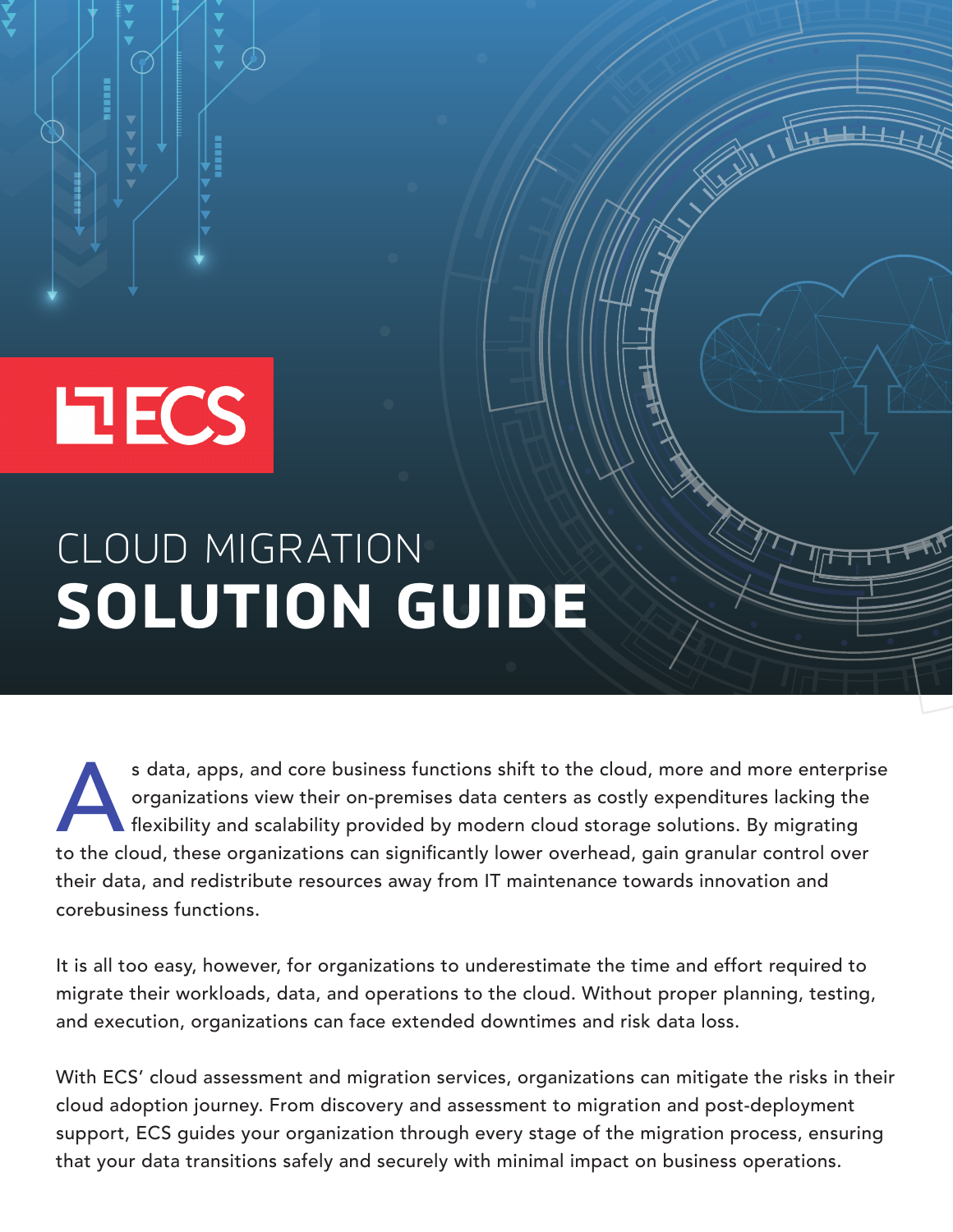ECS

# CLOUD MIGRATION **SOLUTION GUIDE**

As data, apps, and core business functions shift to the cloud, more and more enterprise organizations view their on-premises data centers as costly expenditures lacking the flexibility and scalability provided by modern cloud storage solutions. By migrating to the cloud, these organizations can significantly lower overhead, gain granular control over their data, and redistribute resources away from IT maintenance towards innovation and corebusiness functions.

It is all too easy, however, for organizations to underestimate the time and effort required to migrate their workloads, data, and operations to the cloud. Without proper planning, testing, and execution, organizations can face extended downtimes and risk data loss.

With ECS' cloud assessment and migration services, organizations can mitigate the risks in their cloud adoption journey. From discovery and assessment to migration and post-deployment support, ECS guides your organization through every stage of the migration process, ensuring that your data transitions safely and securely with minimal impact on business operations.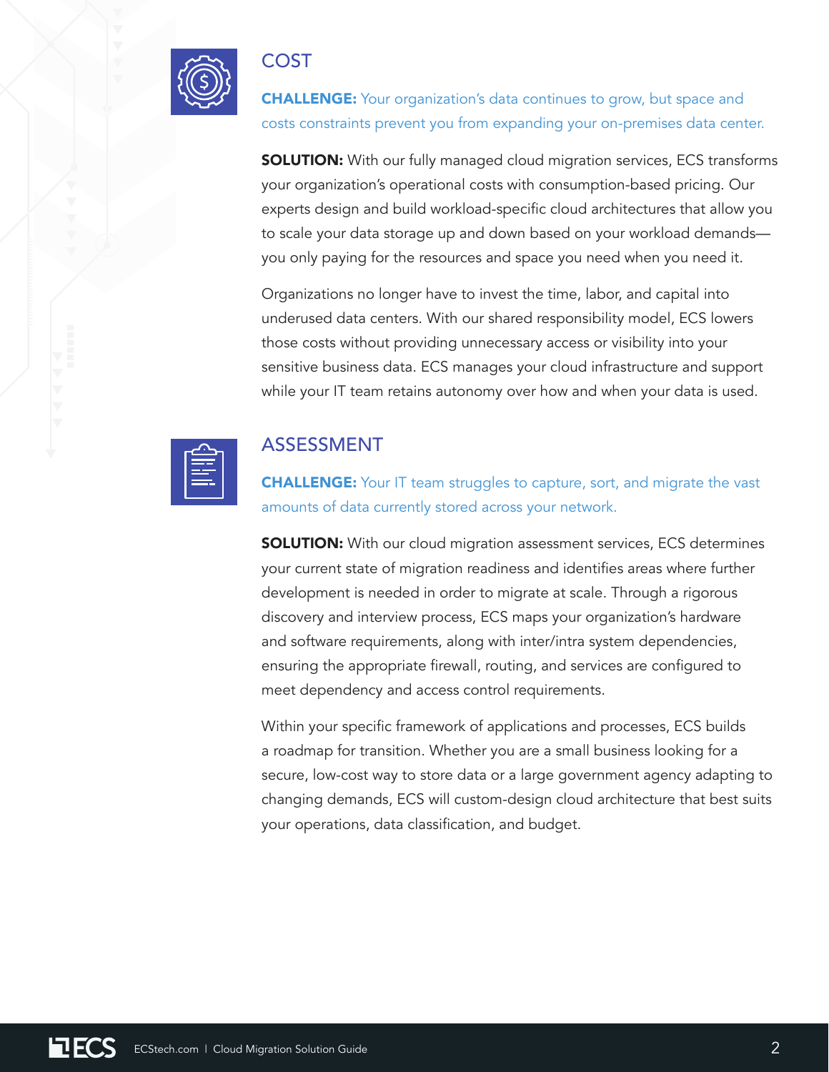## COST

**CHALLENGE:** Your organization's data continues to grow, but space and costs constraints prevent you from expanding your on-premises data center.

**SOLUTION:** With our fully managed cloud migration services, ECS transforms your organization's operational costs with consumption-based pricing. Our experts design and build workload-specific cloud architectures that allow you to scale your data storage up and down based on your workload demands—you only paying for the resources and space you need when you need it.

Organizations no longer have to invest the time, labor, and capital into underused data centers. With our shared responsibility model, ECS lowers those costs without providing unnecessary access or visibility into your sensitive business data. ECS manages your cloud infrastructure and support while your IT team retains autonomy over how and when your data is used.

## ASSESSMENT

**CHALLENGE:** Your IT team struggles to capture, sort, and migrate the vast amounts of data currently stored across your network.

**SOLUTION:** With our cloud migration assessment services, ECS determines your current state of migration readiness and identifies areas where further development is needed in order to migrate at scale. Through a rigorous discovery and interview process, ECS maps your organization's hardware and software requirements, along with inter/intra system dependencies, ensuring the appropriate firewall, routing, and services are configured to meet dependency and access control requirements.

Within your specific framework of applications and processes, ECS builds a roadmap for transition. Whether you are a small business looking for a secure, low-cost way to store data or a large government agency adapting to changing demands, ECS will custom-design cloud architecture that best suits your operations, data classification, and budget.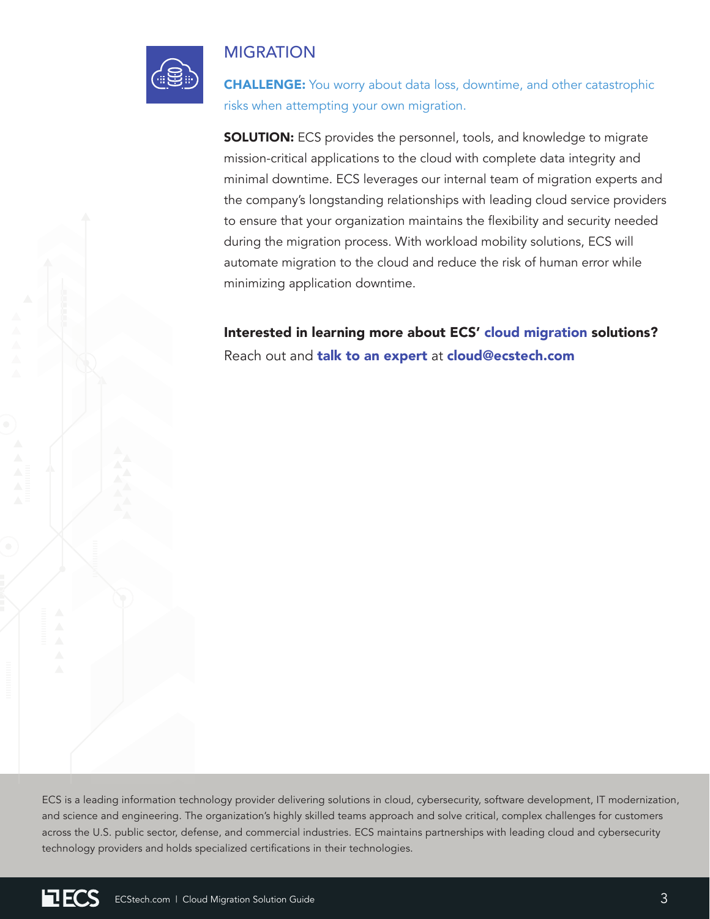## MIGRATION

**CHALLENGE:** You worry about data loss, downtime, and other catastrophic risks when attempting your own migration.

**SOLUTION:** ECS provides the personnel, tools, and knowledge to migrate mission-critical applications to the cloud with complete data integrity and minimal downtime. ECS leverages our internal team of migration experts and the company's longstanding relationships with leading cloud service providers to ensure that your organization maintains the flexibility and security needed during the migration process. With workload mobility solutions, ECS will automate migration to the cloud and reduce the risk of human error while minimizing application downtime.

**Interested in learning more about ECS' cloud migration solutions?**
Reach out and **talk to an expert** at **cloud@ecstech.com**

ECS is a leading information technology provider delivering solutions in cloud, cybersecurity, software development, IT modernization, and science and engineering. The organization's highly skilled teams approach and solve critical, complex challenges for customers across the U.S. public sector, defense, and commercial industries. ECS maintains partnerships with leading cloud and cybersecurity technology providers and holds specialized certifications in their technologies.